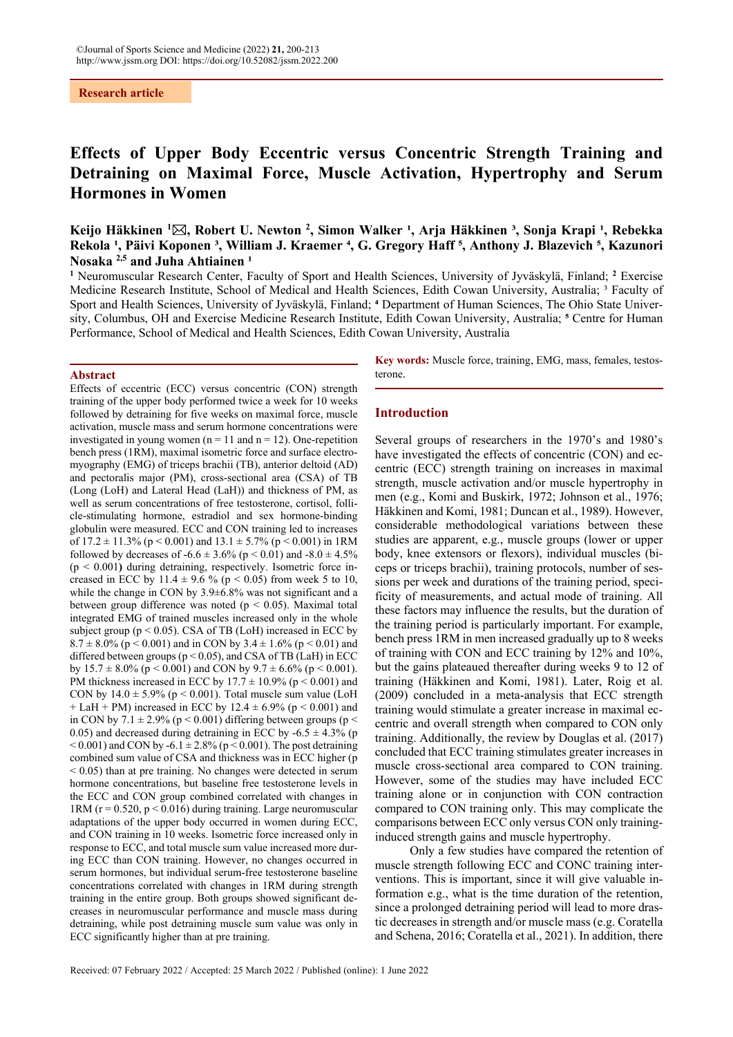Research article

# Effects of Upper Body Eccentric versus Concentric Strength Training and Detraining on Maximal Force, Muscle Activation, Hypertrophy and Serum Hormones in Women

**Keijo Häkkinen [1]✉, Robert U. Newton [2], Simon Walker [1], Arja Häkkinen [3], Sonja Krapi [1], Rebekka Rekola [1], Päivi Koponen [3], William J. Kraemer [4], G. Gregory Haff [5], Anthony J. Blazevich [5], Kazunori Nosaka [2,5] and Juha Ahtiainen [1]**

[1] Neuromuscular Research Center, Faculty of Sport and Health Sciences, University of Jyväskylä, Finland; [2] Exercise Medicine Research Institute, School of Medical and Health Sciences, Edith Cowan University, Australia; [3] Faculty of Sport and Health Sciences, University of Jyväskylä, Finland; [4] Department of Human Sciences, The Ohio State University, Columbus, OH and Exercise Medicine Research Institute, Edith Cowan University, Australia; [5] Centre for Human Performance, School of Medical and Health Sciences, Edith Cowan University, Australia

## Abstract

Effects of eccentric (ECC) versus concentric (CON) strength training of the upper body performed twice a week for 10 weeks followed by detraining for five weeks on maximal force, muscle activation, muscle mass and serum hormone concentrations were investigated in young women (n = 11 and n = 12). One-repetition bench press (1RM), maximal isometric force and surface electromyography (EMG) of triceps brachii (TB), anterior deltoid (AD) and pectoralis major (PM), cross-sectional area (CSA) of TB (Long (LoH) and Lateral Head (LaH)) and thickness of PM, as well as serum concentrations of free testosterone, cortisol, follicle-stimulating hormone, estradiol and sex hormone-binding globulin were measured. ECC and CON training led to increases of 17.2 ± 11.3% ($p < 0.001$) and 13.1 ± 5.7% ($p < 0.001$) in 1RM followed by decreases of -6.6 ± 3.6% ($p < 0.01$) and -8.0 ± 4.5% ($p < 0.001$) during detraining, respectively. Isometric force increased in ECC by 11.4 ± 9.6 % ($p < 0.05$) from week 5 to 10, while the change in CON by 3.9±6.8% was not significant and a between group difference was noted ($p < 0.05$). Maximal total integrated EMG of trained muscles increased only in the whole subject group ($p < 0.05$). CSA of TB (LoH) increased in ECC by 8.7 ± 8.0% ($p < 0.001$) and in CON by 3.4 ± 1.6% ($p < 0.01$) and differed between groups ($p < 0.05$), and CSA of TB (LaH) in ECC by 15.7 ± 8.0% ($p < 0.001$) and CON by 9.7 ± 6.6% ($p < 0.001$). PM thickness increased in ECC by 17.7 ± 10.9% ($p < 0.001$) and CON by 14.0 ± 5.9% ($p < 0.001$). Total muscle sum value (LoH + LaH + PM) increased in ECC by 12.4 ± 6.9% ($p < 0.001$) and in CON by 7.1 ± 2.9% ($p < 0.001$) differing between groups ($p < 0.05$) and decreased during detraining in ECC by -6.5 ± 4.3% ($p < 0.001$) and CON by -6.1 ± 2.8% ($p < 0.001$). The post detraining combined sum value of CSA and thickness was in ECC higher ($p < 0.05$) than at pre training. No changes were detected in serum hormone concentrations, but baseline free testosterone levels in the ECC and CON group combined correlated with changes in 1RM ($r = 0.520$, $p < 0.016$) during training. Large neuromuscular adaptations of the upper body occurred in women during ECC, and CON training in 10 weeks. Isometric force increased only in response to ECC, and total muscle sum value increased more during ECC than CON training. However, no changes occurred in serum hormones, but individual serum-free testosterone baseline concentrations correlated with changes in 1RM during strength training in the entire group. Both groups showed significant decreases in neuromuscular performance and muscle mass during detraining, while post detraining muscle sum value was only in ECC significantly higher than at pre training.

**Key words:** Muscle force, training, EMG, mass, females, testosterone.

## Introduction

Several groups of researchers in the 1970's and 1980's have investigated the effects of concentric (CON) and eccentric (ECC) strength training on increases in maximal strength, muscle activation and/or muscle hypertrophy in men (e.g., Komi and Buskirk, 1972; Johnson et al., 1976; Häkkinen and Komi, 1981; Duncan et al., 1989). However, considerable methodological variations between these studies are apparent, e.g., muscle groups (lower or upper body, knee extensors or flexors), individual muscles (biceps or triceps brachii), training protocols, number of sessions per week and durations of the training period, specificity of measurements, and actual mode of training. All these factors may influence the results, but the duration of the training period is particularly important. For example, bench press 1RM in men increased gradually up to 8 weeks of training with CON and ECC training by 12% and 10%, but the gains plateaued thereafter during weeks 9 to 12 of training (Häkkinen and Komi, 1981). Later, Roig et al. (2009) concluded in a meta-analysis that ECC strength training would stimulate a greater increase in maximal eccentric and overall strength when compared to CON only training. Additionally, the review by Douglas et al. (2017) concluded that ECC training stimulates greater increases in muscle cross-sectional area compared to CON training. However, some of the studies may have included ECC training alone or in conjunction with CON contraction compared to CON training only. This may complicate the comparisons between ECC only versus CON only training-induced strength gains and muscle hypertrophy.

Only a few studies have compared the retention of muscle strength following ECC and CONC training interventions. This is important, since it will give valuable information e.g., what is the time duration of the retention, since a prolonged detraining period will lead to more drastic decreases in strength and/or muscle mass (e.g. Coratella and Schena, 2016; Coratella et al., 2021). In addition, there

Received: 07 February 2022 / Accepted: 25 March 2022 / Published (online): 1 June 2022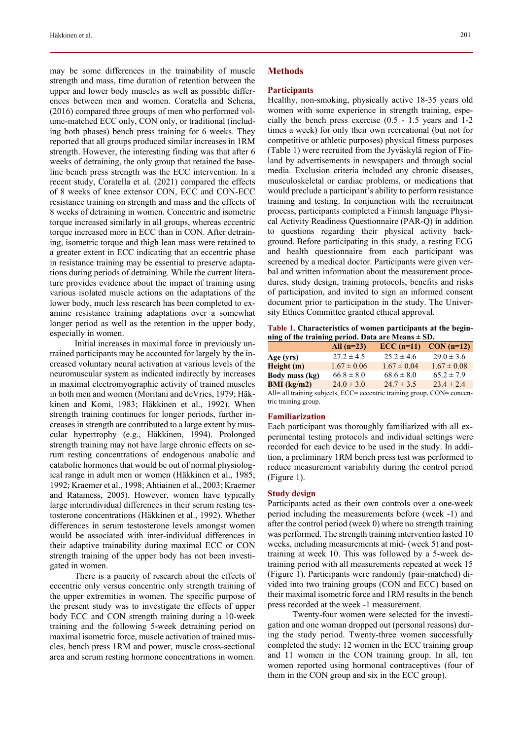may be some differences in the trainability of muscle strength and mass, time duration of retention between the upper and lower body muscles as well as possible differences between men and women. Coratella and Schena, (2016) compared three groups of men who performed volume-matched ECC only, CON only, or traditional (including both phases) bench press training for 6 weeks. They reported that all groups produced similar increases in 1RM strength. However, the interesting finding was that after 6 weeks of detraining, the only group that retained the baseline bench press strength was the ECC intervention. In a recent study, Coratella et al. (2021) compared the effects of 8 weeks of knee extensor CON, ECC and CON-ECC resistance training on strength and mass and the effects of 8 weeks of detraining in women. Concentric and isometric torque increased similarly in all groups, whereas eccentric torque increased more in ECC than in CON. After detraining, isometric torque and thigh lean mass were retained to a greater extent in ECC indicating that an eccentric phase in resistance training may be essential to preserve adaptations during periods of detraining. While the current literature provides evidence about the impact of training using various isolated muscle actions on the adaptations of the lower body, much less research has been completed to examine resistance training adaptations over a somewhat longer period as well as the retention in the upper body, especially in women.

Initial increases in maximal force in previously untrained participants may be accounted for largely by the increased voluntary neural activation at various levels of the neuromuscular system as indicated indirectly by increases in maximal electromyographic activity of trained muscles in both men and women (Moritani and deVries, 1979; Häkkinen and Komi, 1983; Häkkinen et al., 1992). When strength training continues for longer periods, further increases in strength are contributed to a large extent by muscular hypertrophy (e.g., Häkkinen, 1994). Prolonged strength training may not have large chronic effects on serum resting concentrations of endogenous anabolic and catabolic hormones that would be out of normal physiological range in adult men or women (Häkkinen et al., 1985; 1992; Kraemer et al., 1998; Ahtiainen et al., 2003; Kraemer and Ratamess, 2005). However, women have typically large interindividual differences in their serum resting testosterone concentrations (Häkkinen et al., 1992). Whether differences in serum testosterone levels amongst women would be associated with inter-individual differences in their adaptive trainability during maximal ECC or CON strength training of the upper body has not been investigated in women.

There is a paucity of research about the effects of eccentric only versus concentric only strength training of the upper extremities in women. The specific purpose of the present study was to investigate the effects of upper body ECC and CON strength training during a 10-week training and the following 5-week detraining period on maximal isometric force, muscle activation of trained muscles, bench press 1RM and power, muscle cross-sectional area and serum resting hormone concentrations in women.

## Methods

### Participants

Healthy, non-smoking, physically active 18-35 years old women with some experience in strength training, especially the bench press exercise (0.5 - 1.5 years and 1-2 times a week) for only their own recreational (but not for competitive or athletic purposes) physical fitness purposes (Table 1) were recruited from the Jyväskylä region of Finland by advertisements in newspapers and through social media. Exclusion criteria included any chronic diseases, musculoskeletal or cardiac problems, or medications that would preclude a participant's ability to perform resistance training and testing. In conjunction with the recruitment process, participants completed a Finnish language Physical Activity Readiness Questionnaire (PAR-Q) in addition to questions regarding their physical activity background. Before participating in this study, a resting ECG and health questionnaire from each participant was screened by a medical doctor. Participants were given verbal and written information about the measurement procedures, study design, training protocols, benefits and risks of participation, and invited to sign an informed consent document prior to participation in the study. The University Ethics Committee granted ethical approval.

**Table 1. Characteristics of women participants at the beginning of the training period. Data are Means ± SD.**

| | All (n=23) | ECC (n=11) | CON (n=12) |
|---|---|---|---|
| **Age (yrs)** | 27.2 ± 4.5 | 25.2 ± 4.6 | 29.0 ± 3.6 |
| **Height (m)** | 1.67 ± 0.06 | 1.67 ± 0.04 | 1.67 ± 0.08 |
| **Body mass (kg)** | 66.8 ± 8.0 | 68.6 ± 8.0 | 65.2 ± 7.9 |
| **BMI (kg/m2)** | 24.0 ± 3.0 | 24.7 ± 3.5 | 23.4 ± 2.4 |

All= all training subjects, ECC= eccentric training group, CON= concentric training group.

### Familiarization

Each participant was thoroughly familiarized with all experimental testing protocols and individual settings were recorded for each device to be used in the study. In addition, a preliminary 1RM bench press test was performed to reduce measurement variability during the control period (Figure 1).

### Study design

Participants acted as their own controls over a one-week period including the measurements before (week -1) and after the control period (week 0) where no strength training was performed. The strength training intervention lasted 10 weeks, including measurements at mid- (week 5) and post-training at week 10. This was followed by a 5-week detraining period with all measurements repeated at week 15 (Figure 1). Participants were randomly (pair-matched) divided into two training groups (CON and ECC) based on their maximal isometric force and 1RM results in the bench press recorded at the week -1 measurement.

Twenty-four women were selected for the investigation and one woman dropped out (personal reasons) during the study period. Twenty-three women successfully completed the study: 12 women in the ECC training group and 11 women in the CON training group. In all, ten women reported using hormonal contraceptives (four of them in the CON group and six in the ECC group).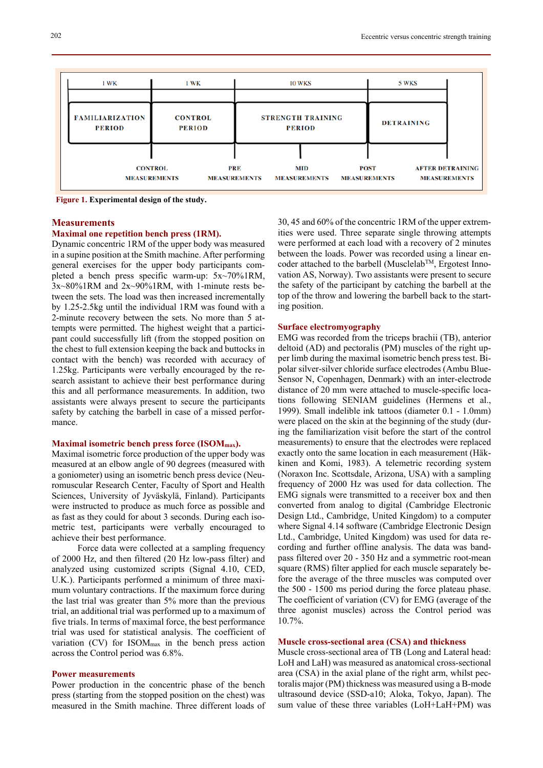| 1 WK | 1 WK | 10 WKS | 5 WKS |
|---|---|---|---|
| FAMILIARIZATION PERIOD | CONTROL PERIOD | STRENGTH TRAINING PERIOD | DETRAINING |

CONTROL MEASUREMENTS — PRE MEASUREMENTS — MID MEASUREMENTS — POST MEASUREMENTS — AFTER DETRAINING MEASUREMENTS

**Figure 1. Experimental design of the study.**

## Measurements

### Maximal one repetition bench press (1RM).

Dynamic concentric 1RM of the upper body was measured in a supine position at the Smith machine. After performing general exercises for the upper body participants completed a bench press specific warm-up: 5x~70%1RM, 3x~80%1RM and 2x~90%1RM, with 1-minute rests between the sets. The load was then increased incrementally by 1.25-2.5kg until the individual 1RM was found with a 2-minute recovery between the sets. No more than 5 attempts were permitted. The highest weight that a participant could successfully lift (from the stopped position on the chest to full extension keeping the back and buttocks in contact with the bench) was recorded with accuracy of 1.25kg. Participants were verbally encouraged by the research assistant to achieve their best performance during this and all performance measurements. In addition, two assistants were always present to secure the participants safety by catching the barbell in case of a missed performance.

### Maximal isometric bench press force ($ISOM_{max}$).

Maximal isometric force production of the upper body was measured at an elbow angle of 90 degrees (measured with a goniometer) using an isometric bench press device (Neuromuscular Research Center, Faculty of Sport and Health Sciences, University of Jyväskylä, Finland). Participants were instructed to produce as much force as possible and as fast as they could for about 3 seconds. During each isometric test, participants were verbally encouraged to achieve their best performance.

Force data were collected at a sampling frequency of 2000 Hz, and then filtered (20 Hz low-pass filter) and analyzed using customized scripts (Signal 4.10, CED, U.K.). Participants performed a minimum of three maximum voluntary contractions. If the maximum force during the last trial was greater than 5% more than the previous trial, an additional trial was performed up to a maximum of five trials. In terms of maximal force, the best performance trial was used for statistical analysis. The coefficient of variation (CV) for $ISOM_{max}$ in the bench press action across the Control period was 6.8%.

### Power measurements

Power production in the concentric phase of the bench press (starting from the stopped position on the chest) was measured in the Smith machine. Three different loads of 30, 45 and 60% of the concentric 1RM of the upper extremities were used. Three separate single throwing attempts were performed at each load with a recovery of 2 minutes between the loads. Power was recorded using a linear encoder attached to the barbell (Musclelab™, Ergotest Innovation AS, Norway). Two assistants were present to secure the safety of the participant by catching the barbell at the top of the throw and lowering the barbell back to the starting position.

### Surface electromyography

EMG was recorded from the triceps brachii (TB), anterior deltoid (AD) and pectoralis (PM) muscles of the right upper limb during the maximal isometric bench press test. Bipolar silver-silver chloride surface electrodes (Ambu Blue-Sensor N, Copenhagen, Denmark) with an inter-electrode distance of 20 mm were attached to muscle-specific locations following SENIAM guidelines (Hermens et al., 1999). Small indelible ink tattoos (diameter 0.1 - 1.0mm) were placed on the skin at the beginning of the study (during the familiarization visit before the start of the control measurements) to ensure that the electrodes were replaced exactly onto the same location in each measurement (Häkkinen and Komi, 1983). A telemetric recording system (Noraxon Inc. Scottsdale, Arizona, USA) with a sampling frequency of 2000 Hz was used for data collection. The EMG signals were transmitted to a receiver box and then converted from analog to digital (Cambridge Electronic Design Ltd., Cambridge, United Kingdom) to a computer where Signal 4.14 software (Cambridge Electronic Design Ltd., Cambridge, United Kingdom) was used for data recording and further offline analysis. The data was band-pass filtered over 20 - 350 Hz and a symmetric root-mean square (RMS) filter applied for each muscle separately before the average of the three muscles was computed over the 500 - 1500 ms period during the force plateau phase. The coefficient of variation (CV) for EMG (average of the three agonist muscles) across the Control period was 10.7%.

### Muscle cross-sectional area (CSA) and thickness

Muscle cross-sectional area of TB (Long and Lateral head: LoH and LaH) was measured as anatomical cross-sectional area (CSA) in the axial plane of the right arm, whilst pectoralis major (PM) thickness was measured using a B-mode ultrasound device (SSD-a10; Aloka, Tokyo, Japan). The sum value of these three variables (LoH+LaH+PM) was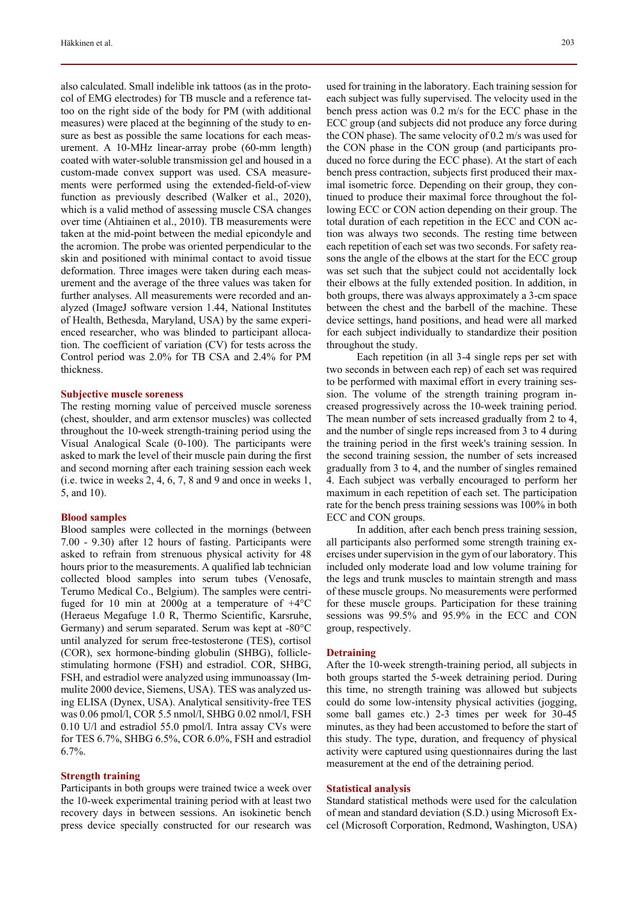also calculated. Small indelible ink tattoos (as in the protocol of EMG electrodes) for TB muscle and a reference tattoo on the right side of the body for PM (with additional measures) were placed at the beginning of the study to ensure as best as possible the same locations for each measurement. A 10-MHz linear-array probe (60-mm length) coated with water-soluble transmission gel and housed in a custom-made convex support was used. CSA measurements were performed using the extended-field-of-view function as previously described (Walker et al., 2020), which is a valid method of assessing muscle CSA changes over time (Ahtiainen et al., 2010). TB measurements were taken at the mid-point between the medial epicondyle and the acromion. The probe was oriented perpendicular to the skin and positioned with minimal contact to avoid tissue deformation. Three images were taken during each measurement and the average of the three values was taken for further analyses. All measurements were recorded and analyzed (ImageJ software version 1.44, National Institutes of Health, Bethesda, Maryland, USA) by the same experienced researcher, who was blinded to participant allocation. The coefficient of variation (CV) for tests across the Control period was 2.0% for TB CSA and 2.4% for PM thickness.

### Subjective muscle soreness

The resting morning value of perceived muscle soreness (chest, shoulder, and arm extensor muscles) was collected throughout the 10-week strength-training period using the Visual Analogical Scale (0-100). The participants were asked to mark the level of their muscle pain during the first and second morning after each training session each week (i.e. twice in weeks 2, 4, 6, 7, 8 and 9 and once in weeks 1, 5, and 10).

### Blood samples

Blood samples were collected in the mornings (between 7.00 - 9.30) after 12 hours of fasting. Participants were asked to refrain from strenuous physical activity for 48 hours prior to the measurements. A qualified lab technician collected blood samples into serum tubes (Venosafe, Terumo Medical Co., Belgium). The samples were centrifuged for 10 min at 2000g at a temperature of +4°C (Heraeus Megafuge 1.0 R, Thermo Scientific, Karsruhe, Germany) and serum separated. Serum was kept at -80°C until analyzed for serum free-testosterone (TES), cortisol (COR), sex hormone-binding globulin (SHBG), follicle-stimulating hormone (FSH) and estradiol. COR, SHBG, FSH, and estradiol were analyzed using immunoassay (Immulite 2000 device, Siemens, USA). TES was analyzed using ELISA (Dynex, USA). Analytical sensitivity-free TES was 0.06 pmol/l, COR 5.5 nmol/l, SHBG 0.02 nmol/l, FSH 0.10 U/l and estradiol 55.0 pmol/l. Intra assay CVs were for TES 6.7%, SHBG 6.5%, COR 6.0%, FSH and estradiol 6.7%.

### Strength training

Participants in both groups were trained twice a week over the 10-week experimental training period with at least two recovery days in between sessions. An isokinetic bench press device specially constructed for our research was used for training in the laboratory. Each training session for each subject was fully supervised. The velocity used in the bench press action was 0.2 m/s for the ECC phase in the ECC group (and subjects did not produce any force during the CON phase). The same velocity of 0.2 m/s was used for the CON phase in the CON group (and participants produced no force during the ECC phase). At the start of each bench press contraction, subjects first produced their maximal isometric force. Depending on their group, they continued to produce their maximal force throughout the following ECC or CON action depending on their group. The total duration of each repetition in the ECC and CON action was always two seconds. The resting time between each repetition of each set was two seconds. For safety reasons the angle of the elbows at the start for the ECC group was set such that the subject could not accidentally lock their elbows at the fully extended position. In addition, in both groups, there was always approximately a 3-cm space between the chest and the barbell of the machine. These device settings, hand positions, and head were all marked for each subject individually to standardize their position throughout the study.

Each repetition (in all 3-4 single reps per set with two seconds in between each rep) of each set was required to be performed with maximal effort in every training session. The volume of the strength training program increased progressively across the 10-week training period. The mean number of sets increased gradually from 2 to 4, and the number of single reps increased from 3 to 4 during the training period in the first week's training session. In the second training session, the number of sets increased gradually from 3 to 4, and the number of singles remained 4. Each subject was verbally encouraged to perform her maximum in each repetition of each set. The participation rate for the bench press training sessions was 100% in both ECC and CON groups.

In addition, after each bench press training session, all participants also performed some strength training exercises under supervision in the gym of our laboratory. This included only moderate load and low volume training for the legs and trunk muscles to maintain strength and mass of these muscle groups. No measurements were performed for these muscle groups. Participation for these training sessions was 99.5% and 95.9% in the ECC and CON group, respectively.

### Detraining

After the 10-week strength-training period, all subjects in both groups started the 5-week detraining period. During this time, no strength training was allowed but subjects could do some low-intensity physical activities (jogging, some ball games etc.) 2-3 times per week for 30-45 minutes, as they had been accustomed to before the start of this study. The type, duration, and frequency of physical activity were captured using questionnaires during the last measurement at the end of the detraining period.

### Statistical analysis

Standard statistical methods were used for the calculation of mean and standard deviation (S.D.) using Microsoft Excel (Microsoft Corporation, Redmond, Washington, USA)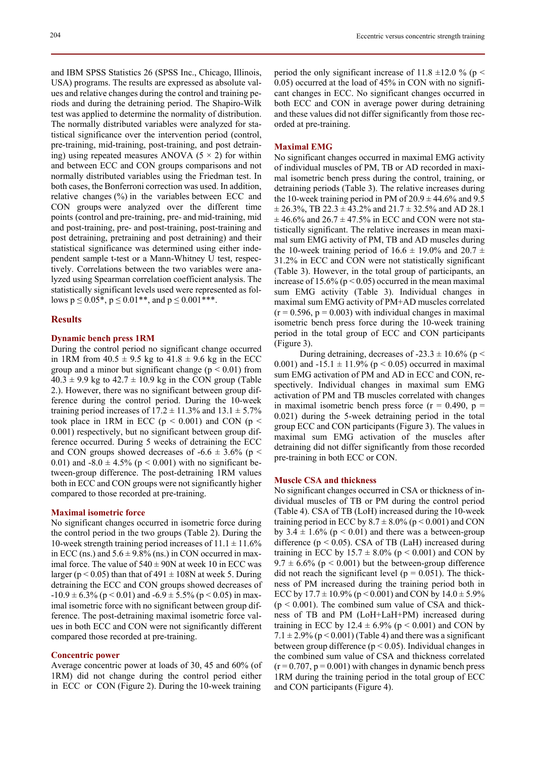and IBM SPSS Statistics 26 (SPSS Inc., Chicago, Illinois, USA) programs. The results are expressed as absolute values and relative changes during the control and training periods and during the detraining period. The Shapiro-Wilk test was applied to determine the normality of distribution. The normally distributed variables were analyzed for statistical significance over the intervention period (control, pre-training, mid-training, post-training, and post detraining) using repeated measures ANOVA ($5 \times 2$) for within and between ECC and CON groups comparisons and not normally distributed variables using the Friedman test. In both cases, the Bonferroni correction was used. In addition, relative changes (%) in the variables between ECC and CON groups were analyzed over the different time points (control and pre-training, pre- and mid-training, mid and post-training, pre- and post-training, post-training and post detraining, pretraining and post detraining) and their statistical significance was determined using either independent sample t-test or a Mann-Whitney U test, respectively. Correlations between the two variables were analyzed using Spearman correlation coefficient analysis. The statistically significant levels used were represented as follows $p \leq 0.05$*, $p \leq 0.01$**, and $p \leq 0.001$***.

## Results

### Dynamic bench press 1RM

During the control period no significant change occurred in 1RM from $40.5 \pm 9.5$ kg to $41.8 \pm 9.6$ kg in the ECC group and a minor but significant change ($p < 0.01$) from $40.3 \pm 9.9$ kg to $42.7 \pm 10.9$ kg in the CON group (Table 2.). However, there was no significant between group difference during the control period. During the 10-week training period increases of $17.2 \pm 11.3\%$ and $13.1 \pm 5.7\%$ took place in 1RM in ECC ($p < 0.001$) and CON ($p < 0.001$) respectively, but no significant between group difference occurred. During 5 weeks of detraining the ECC and CON groups showed decreases of $-6.6 \pm 3.6\%$ ($p < 0.01$) and $-8.0 \pm 4.5\%$ ($p < 0.001$) with no significant between-group difference. The post-detraining 1RM values both in ECC and CON groups were not significantly higher compared to those recorded at pre-training.

### Maximal isometric force

No significant changes occurred in isometric force during the control period in the two groups (Table 2). During the 10-week strength training period increases of $11.1 \pm 11.6\%$ in ECC (ns.) and $5.6 \pm 9.8\%$ (ns.) in CON occurred in maximal force. The value of $540 \pm 90$N at week 10 in ECC was larger ($p < 0.05$) than that of $491 \pm 108$N at week 5. During detraining the ECC and CON groups showed decreases of $-10.9 \pm 6.3\%$ ($p < 0.01$) and $-6.9 \pm 5.5\%$ ($p < 0.05$) in maximal isometric force with no significant between group difference. The post-detraining maximal isometric force values in both ECC and CON were not significantly different compared those recorded at pre-training.

### Concentric power

Average concentric power at loads of 30, 45 and 60% (of 1RM) did not change during the control period either in ECC or CON (Figure 2). During the 10-week training period the only significant increase of $11.8 \pm 12.0$ % ($p < 0.05$) occurred at the load of 45% in CON with no significant changes in ECC. No significant changes occurred in both ECC and CON in average power during detraining and these values did not differ significantly from those recorded at pre-training.

### Maximal EMG

No significant changes occurred in maximal EMG activity of individual muscles of PM, TB or AD recorded in maximal isometric bench press during the control, training, or detraining periods (Table 3). The relative increases during the 10-week training period in PM of $20.9 \pm 44.6\%$ and $9.5 \pm 26.3\%$, TB $22.3 \pm 43.2\%$ and $21.7 \pm 32.5\%$ and AD $28.1 \pm 46.6\%$ and $26.7 \pm 47.5\%$ in ECC and CON were not statistically significant. The relative increases in mean maximal sum EMG activity of PM, TB and AD muscles during the 10-week training period of $16.6 \pm 19.0\%$ and $20.7 \pm 31.2\%$ in ECC and CON were not statistically significant (Table 3). However, in the total group of participants, an increase of 15.6% ($p < 0.05$) occurred in the mean maximal sum EMG activity (Table 3). Individual changes in maximal sum EMG activity of PM+AD muscles correlated ($r = 0.596$, $p = 0.003$) with individual changes in maximal isometric bench press force during the 10-week training period in the total group of ECC and CON participants (Figure 3).

During detraining, decreases of $-23.3 \pm 10.6\%$ ($p < 0.001$) and $-15.1 \pm 11.9\%$ ($p < 0.05$) occurred in maximal sum EMG activation of PM and AD in ECC and CON, respectively. Individual changes in maximal sum EMG activation of PM and TB muscles correlated with changes in maximal isometric bench press force ($r = 0.490$, $p = 0.021$) during the 5-week detraining period in the total group ECC and CON participants (Figure 3). The values in maximal sum EMG activation of the muscles after detraining did not differ significantly from those recorded pre-training in both ECC or CON.

### Muscle CSA and thickness

No significant changes occurred in CSA or thickness of individual muscles of TB or PM during the control period (Table 4). CSA of TB (LoH) increased during the 10-week training period in ECC by $8.7 \pm 8.0\%$ ($p < 0.001$) and CON by $3.4 \pm 1.6\%$ ($p < 0.01$) and there was a between-group difference ($p < 0.05$). CSA of TB (LaH) increased during training in ECC by $15.7 \pm 8.0\%$ ($p < 0.001$) and CON by $9.7 \pm 6.6\%$ ($p < 0.001$) but the between-group difference did not reach the significant level ($p = 0.051$). The thickness of PM increased during the training period both in ECC by $17.7 \pm 10.9\%$ ($p < 0.001$) and CON by $14.0 \pm 5.9\%$ ($p < 0.001$). The combined sum value of CSA and thickness of TB and PM (LoH+LaH+PM) increased during training in ECC by $12.4 \pm 6.9\%$ ($p < 0.001$) and CON by $7.1 \pm 2.9\%$ ($p < 0.001$) (Table 4) and there was a significant between group difference ($p < 0.05$). Individual changes in the combined sum value of CSA and thickness correlated ($r = 0.707$, $p = 0.001$) with changes in dynamic bench press 1RM during the training period in the total group of ECC and CON participants (Figure 4).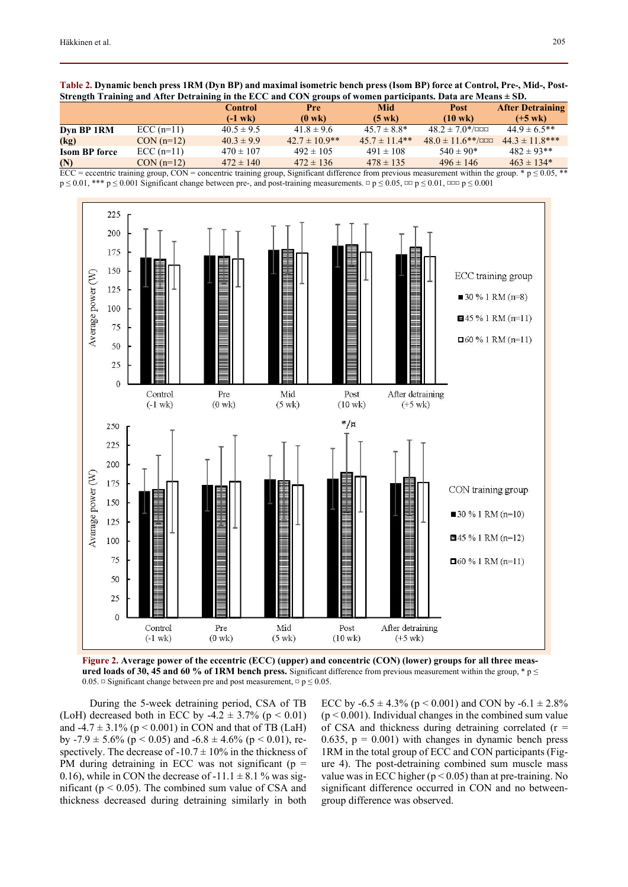**Table 2. Dynamic bench press 1RM (Dyn BP) and maximal isometric bench press (Isom BP) force at Control, Pre-, Mid-, Post-Strength Training and After Detraining in the ECC and CON groups of women participants. Data are Means ± SD.**

| | | Control (-1 wk) | Pre (0 wk) | Mid (5 wk) | Post (10 wk) | After Detraining (+5 wk) |
|---|---|---|---|---|---|---|
| **Dyn BP 1RM** | ECC (n=11) | 40.5 ± 9.5 | 41.8 ± 9.6 | 45.7 ± 8.8* | 48.2 ± 7.0*/¤¤¤ | 44.9 ± 6.5** |
| **(kg)** | CON (n=12) | 40.3 ± 9.9 | 42.7 ± 10.9** | 45.7 ± 11.4** | 48.0 ± 11.6**/¤¤¤ | 44.3 ± 11.8*** |
| **Isom BP force** | ECC (n=11) | 470 ± 107 | 492 ± 105 | 491 ± 108 | 540 ± 90* | 482 ± 93** |
| **(N)** | CON (n=12) | 472 ± 140 | 472 ± 136 | 478 ± 135 | 496 ± 146 | 463 ± 134* |

ECC = eccentric training group, CON = concentric training group, Significant difference from previous measurement within the group. * p ≤ 0.05, ** p ≤ 0.01, *** p ≤ 0.001 Significant change between pre-, and post-training measurements. ¤ p ≤ 0.05, ¤¤ p ≤ 0.01, ¤¤¤ p ≤ 0.001

**Figure 2. Average power of the eccentric (ECC) (upper) and concentric (CON) (lower) groups for all three measured loads of 30, 45 and 60 % of 1RM bench press.** Significant difference from previous measurement within the group, * p ≤ 0.05. ¤ Significant change between pre and post measurement, ¤ p ≤ 0.05.

During the 5-week detraining period, CSA of TB (LoH) decreased both in ECC by -4.2 ± 3.7% ($p < 0.01$) and -4.7 ± 3.1% ($p < 0.001$) in CON and that of TB (LaH) by -7.9 ± 5.6% ($p < 0.05$) and -6.8 ± 4.6% ($p < 0.01$), respectively. The decrease of -10.7 ± 10% in the thickness of PM during detraining in ECC was not significant ($p = 0.16$), while in CON the decrease of -11.1 ± 8.1 % was significant ($p < 0.05$). The combined sum value of CSA and thickness decreased during detraining similarly in both ECC by -6.5 ± 4.3% ($p < 0.001$) and CON by -6.1 ± 2.8% ($p < 0.001$). Individual changes in the combined sum value of CSA and thickness during detraining correlated ($r = 0.635$, $p = 0.001$) with changes in dynamic bench press 1RM in the total group of ECC and CON participants (Figure 4). The post-detraining combined sum muscle mass value was in ECC higher ($p < 0.05$) than at pre-training. No significant difference occurred in CON and no between-group difference was observed.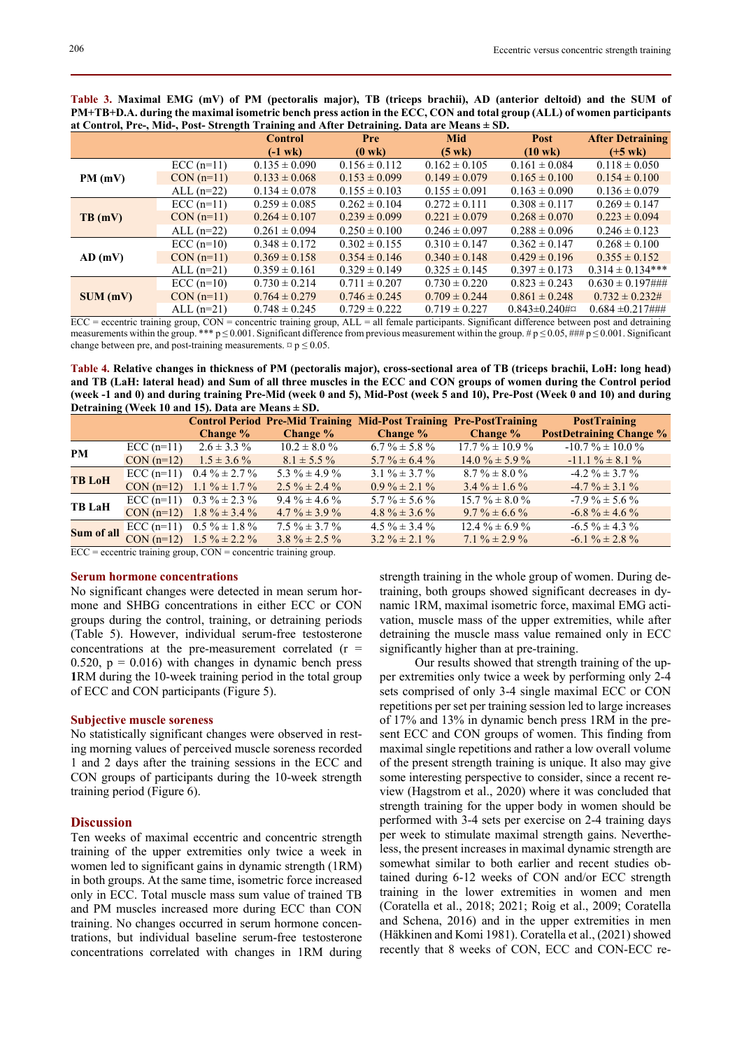**Table 3. Maximal EMG (mV) of PM (pectoralis major), TB (triceps brachii), AD (anterior deltoid) and the SUM of PM+TB+D.A. during the maximal isometric bench press action in the ECC, CON and total group (ALL) of women participants at Control, Pre-, Mid-, Post- Strength Training and After Detraining. Data are Means ± SD.**

| | | Control (-1 wk) | Pre (0 wk) | Mid (5 wk) | Post (10 wk) | After Detraining (+5 wk) |
|---|---|---|---|---|---|---|
| PM (mV) | ECC (n=11) | 0.135 ± 0.090 | 0.156 ± 0.112 | 0.162 ± 0.105 | 0.161 ± 0.084 | 0.118 ± 0.050 |
| | CON (n=11) | 0.133 ± 0.068 | 0.153 ± 0.099 | 0.149 ± 0.079 | 0.165 ± 0.100 | 0.154 ± 0.100 |
| | ALL (n=22) | 0.134 ± 0.078 | 0.155 ± 0.103 | 0.155 ± 0.091 | 0.163 ± 0.090 | 0.136 ± 0.079 |
| TB (mV) | ECC (n=11) | 0.259 ± 0.085 | 0.262 ± 0.104 | 0.272 ± 0.111 | 0.308 ± 0.117 | 0.269 ± 0.147 |
| | CON (n=11) | 0.264 ± 0.107 | 0.239 ± 0.099 | 0.221 ± 0.079 | 0.268 ± 0.070 | 0.223 ± 0.094 |
| | ALL (n=22) | 0.261 ± 0.094 | 0.250 ± 0.100 | 0.246 ± 0.097 | 0.288 ± 0.096 | 0.246 ± 0.123 |
| AD (mV) | ECC (n=10) | 0.348 ± 0.172 | 0.302 ± 0.155 | 0.310 ± 0.147 | 0.362 ± 0.147 | 0.268 ± 0.100 |
| | CON (n=11) | 0.369 ± 0.158 | 0.354 ± 0.146 | 0.340 ± 0.148 | 0.429 ± 0.196 | 0.355 ± 0.152 |
| | ALL (n=21) | 0.359 ± 0.161 | 0.329 ± 0.149 | 0.325 ± 0.145 | 0.397 ± 0.173 | 0.314 ± 0.134*** |
| SUM (mV) | ECC (n=10) | 0.730 ± 0.214 | 0.711 ± 0.207 | 0.730 ± 0.220 | 0.823 ± 0.243 | 0.630 ± 0.197### |
| | CON (n=11) | 0.764 ± 0.279 | 0.746 ± 0.245 | 0.709 ± 0.244 | 0.861 ± 0.248 | 0.732 ± 0.232# |
| | ALL (n=21) | 0.748 ± 0.245 | 0.729 ± 0.222 | 0.719 ± 0.227 | 0.843±0.240#¤ | 0.684 ±0.217### |

ECC = eccentric training group, CON = concentric training group, ALL = all female participants. Significant difference between post and detraining measurements within the group. *** p ≤ 0.001. Significant difference from previous measurement within the group. # p ≤ 0.05, ### p ≤ 0.001. Significant change between pre, and post-training measurements. ¤ p ≤ 0.05.

**Table 4. Relative changes in thickness of PM (pectoralis major), cross-sectional area of TB (triceps brachii, LoH: long head) and TB (LaH: lateral head) and Sum of all three muscles in the ECC and CON groups of women during the Control period (week -1 and 0) and during training Pre-Mid (week 0 and 5), Mid-Post (week 5 and 10), Pre-Post (Week 0 and 10) and during Detraining (Week 10 and 15). Data are Means ± SD.**

| | | Control Period Change % | Pre-Mid Training Change % | Mid-Post Training Change % | Pre-PostTraining Change % | PostTraining PostDetraining Change % |
|---|---|---|---|---|---|---|
| PM | ECC (n=11) | 2.6 ± 3.3 % | 10.2 ± 8.0 % | 6.7 % ± 5.8 % | 17.7 % ± 10.9 % | -10.7 % ± 10.0 % |
| | CON (n=12) | 1.5 ± 3.6 % | 8.1 ± 5.5 % | 5.7 % ± 6.4 % | 14.0 % ± 5.9 % | -11.1 % ± 8.1 % |
| TB LoH | ECC (n=11) | 0.4 % ± 2.7 % | 5.3 % ± 4.9 % | 3.1 % ± 3.7 % | 8.7 % ± 8.0 % | -4.2 % ± 3.7 % |
| | CON (n=12) | 1.1 % ± 1.7 % | 2.5 % ± 2.4 % | 0.9 % ± 2.1 % | 3.4 % ± 1.6 % | -4.7 % ± 3.1 % |
| TB LaH | ECC (n=11) | 0.3 % ± 2.3 % | 9.4 % ± 4.6 % | 5.7 % ± 5.6 % | 15.7 % ± 8.0 % | -7.9 % ± 5.6 % |
| | CON (n=12) | 1.8 % ± 3.4 % | 4.7 % ± 3.9 % | 4.8 % ± 3.6 % | 9.7 % ± 6.6 % | -6.8 % ± 4.6 % |
| Sum of all | ECC (n=11) | 0.5 % ± 1.8 % | 7.5 % ± 3.7 % | 4.5 % ± 3.4 % | 12.4 % ± 6.9 % | -6.5 % ± 4.3 % |
| | CON (n=12) | 1.5 % ± 2.2 % | 3.8 % ± 2.5 % | 3.2 % ± 2.1 % | 7.1 % ± 2.9 % | -6.1 % ± 2.8 % |

ECC = eccentric training group, CON = concentric training group.

### Serum hormone concentrations

No significant changes were detected in mean serum hormone and SHBG concentrations in either ECC or CON groups during the control, training, or detraining periods (Table 5). However, individual serum-free testosterone concentrations at the pre-measurement correlated ($r = 0.520$, $p = 0.016$) with changes in dynamic bench press **1**RM during the 10-week training period in the total group of ECC and CON participants (Figure 5).

### Subjective muscle soreness

No statistically significant changes were observed in resting morning values of perceived muscle soreness recorded 1 and 2 days after the training sessions in the ECC and CON groups of participants during the 10-week strength training period (Figure 6).

## Discussion

Ten weeks of maximal eccentric and concentric strength training of the upper extremities only twice a week in women led to significant gains in dynamic strength (1RM) in both groups. At the same time, isometric force increased only in ECC. Total muscle mass sum value of trained TB and PM muscles increased more during ECC than CON training. No changes occurred in serum hormone concentrations, but individual baseline serum-free testosterone concentrations correlated with changes in 1RM during strength training in the whole group of women. During detraining, both groups showed significant decreases in dynamic 1RM, maximal isometric force, maximal EMG activation, muscle mass of the upper extremities, while after detraining the muscle mass value remained only in ECC significantly higher than at pre-training.

Our results showed that strength training of the upper extremities only twice a week by performing only 2-4 sets comprised of only 3-4 single maximal ECC or CON repetitions per set per training session led to large increases of 17% and 13% in dynamic bench press 1RM in the present ECC and CON groups of women. This finding from maximal single repetitions and rather a low overall volume of the present strength training is unique. It also may give some interesting perspective to consider, since a recent review (Hagstrom et al., 2020) where it was concluded that strength training for the upper body in women should be performed with 3-4 sets per exercise on 2-4 training days per week to stimulate maximal strength gains. Nevertheless, the present increases in maximal dynamic strength are somewhat similar to both earlier and recent studies obtained during 6-12 weeks of CON and/or ECC strength training in the lower extremities in women and men (Coratella et al., 2018; 2021; Roig et al., 2009; Coratella and Schena, 2016) and in the upper extremities in men (Häkkinen and Komi 1981). Coratella et al., (2021) showed recently that 8 weeks of CON, ECC and CON-ECC re-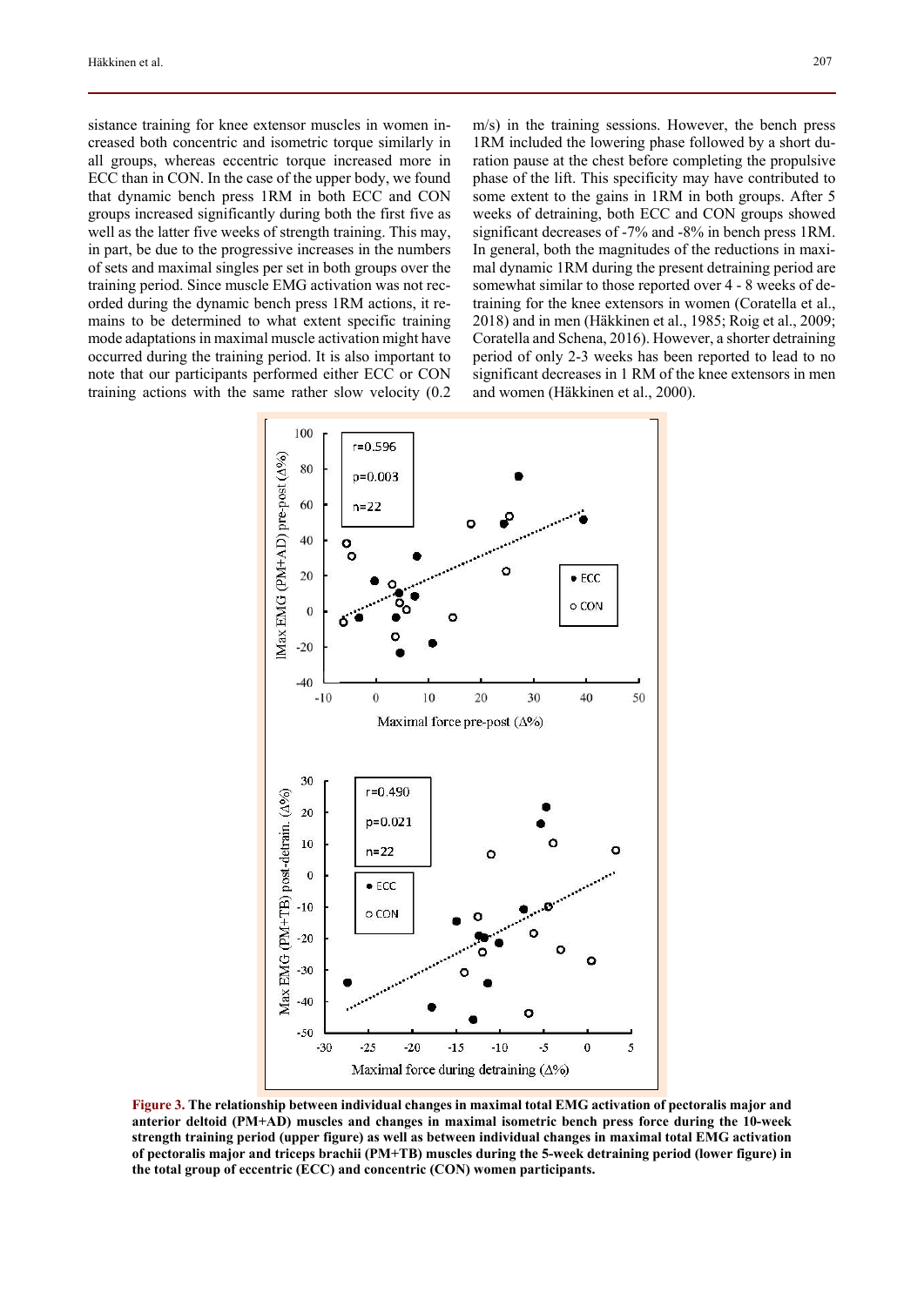sistance training for knee extensor muscles in women increased both concentric and isometric torque similarly in all groups, whereas eccentric torque increased more in ECC than in CON. In the case of the upper body, we found that dynamic bench press 1RM in both ECC and CON groups increased significantly during both the first five as well as the latter five weeks of strength training. This may, in part, be due to the progressive increases in the numbers of sets and maximal singles per set in both groups over the training period. Since muscle EMG activation was not recorded during the dynamic bench press 1RM actions, it remains to be determined to what extent specific training mode adaptations in maximal muscle activation might have occurred during the training period. It is also important to note that our participants performed either ECC or CON training actions with the same rather slow velocity (0.2 m/s) in the training sessions. However, the bench press 1RM included the lowering phase followed by a short duration pause at the chest before completing the propulsive phase of the lift. This specificity may have contributed to some extent to the gains in 1RM in both groups. After 5 weeks of detraining, both ECC and CON groups showed significant decreases of -7% and -8% in bench press 1RM. In general, both the magnitudes of the reductions in maximal dynamic 1RM during the present detraining period are somewhat similar to those reported over 4 - 8 weeks of detraining for the knee extensors in women (Coratella et al., 2018) and in men (Häkkinen et al., 1985; Roig et al., 2009; Coratella and Schena, 2016). However, a shorter detraining period of only 2-3 weeks has been reported to lead to no significant decreases in 1 RM of the knee extensors in men and women (Häkkinen et al., 2000).

**Figure 3. The relationship between individual changes in maximal total EMG activation of pectoralis major and anterior deltoid (PM+AD) muscles and changes in maximal isometric bench press force during the 10-week strength training period (upper figure) as well as between individual changes in maximal total EMG activation of pectoralis major and triceps brachii (PM+TB) muscles during the 5-week detraining period (lower figure) in the total group of eccentric (ECC) and concentric (CON) women participants.**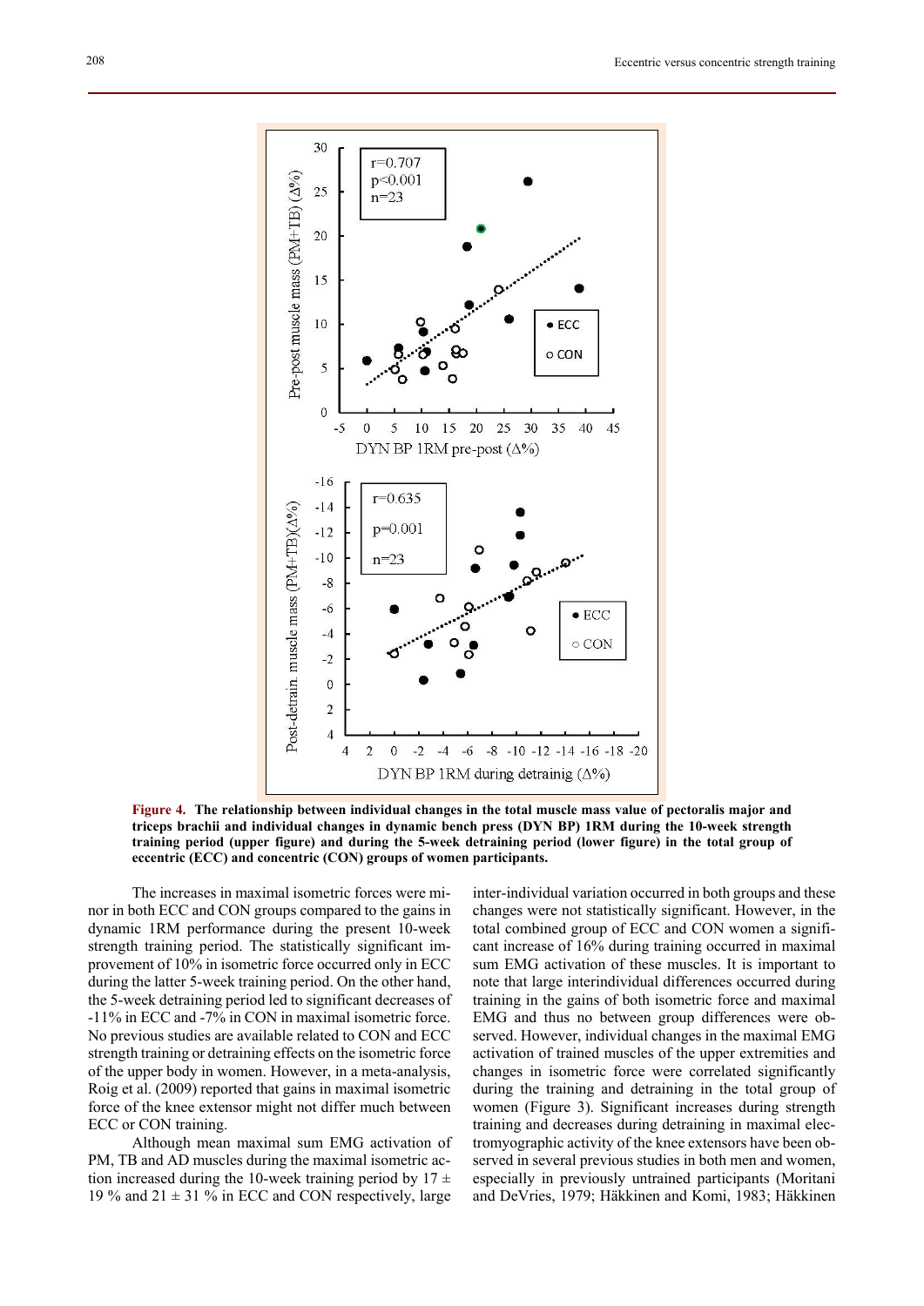Figure 4. The relationship between individual changes in the total muscle mass value of pectoralis major and triceps brachii and individual changes in dynamic bench press (DYN BP) 1RM during the 10-week strength training period (upper figure) and during the 5-week detraining period (lower figure) in the total group of eccentric (ECC) and concentric (CON) groups of women participants.

The increases in maximal isometric forces were minor in both ECC and CON groups compared to the gains in dynamic 1RM performance during the present 10-week strength training period. The statistically significant improvement of 10% in isometric force occurred only in ECC during the latter 5-week training period. On the other hand, the 5-week detraining period led to significant decreases of -11% in ECC and -7% in CON in maximal isometric force. No previous studies are available related to CON and ECC strength training or detraining effects on the isometric force of the upper body in women. However, in a meta-analysis, Roig et al. (2009) reported that gains in maximal isometric force of the knee extensor might not differ much between ECC or CON training.

Although mean maximal sum EMG activation of PM, TB and AD muscles during the maximal isometric action increased during the 10-week training period by 17 ± 19 % and 21 ± 31 % in ECC and CON respectively, large inter-individual variation occurred in both groups and these changes were not statistically significant. However, in the total combined group of ECC and CON women a significant increase of 16% during training occurred in maximal sum EMG activation of these muscles. It is important to note that large interindividual differences occurred during training in the gains of both isometric force and maximal EMG and thus no between group differences were observed. However, individual changes in the maximal EMG activation of trained muscles of the upper extremities and changes in isometric force were correlated significantly during the training and detraining in the total group of women (Figure 3). Significant increases during strength training and decreases during detraining in maximal electromyographic activity of the knee extensors have been observed in several previous studies in both men and women, especially in previously untrained participants (Moritani and DeVries, 1979; Häkkinen and Komi, 1983; Häkkinen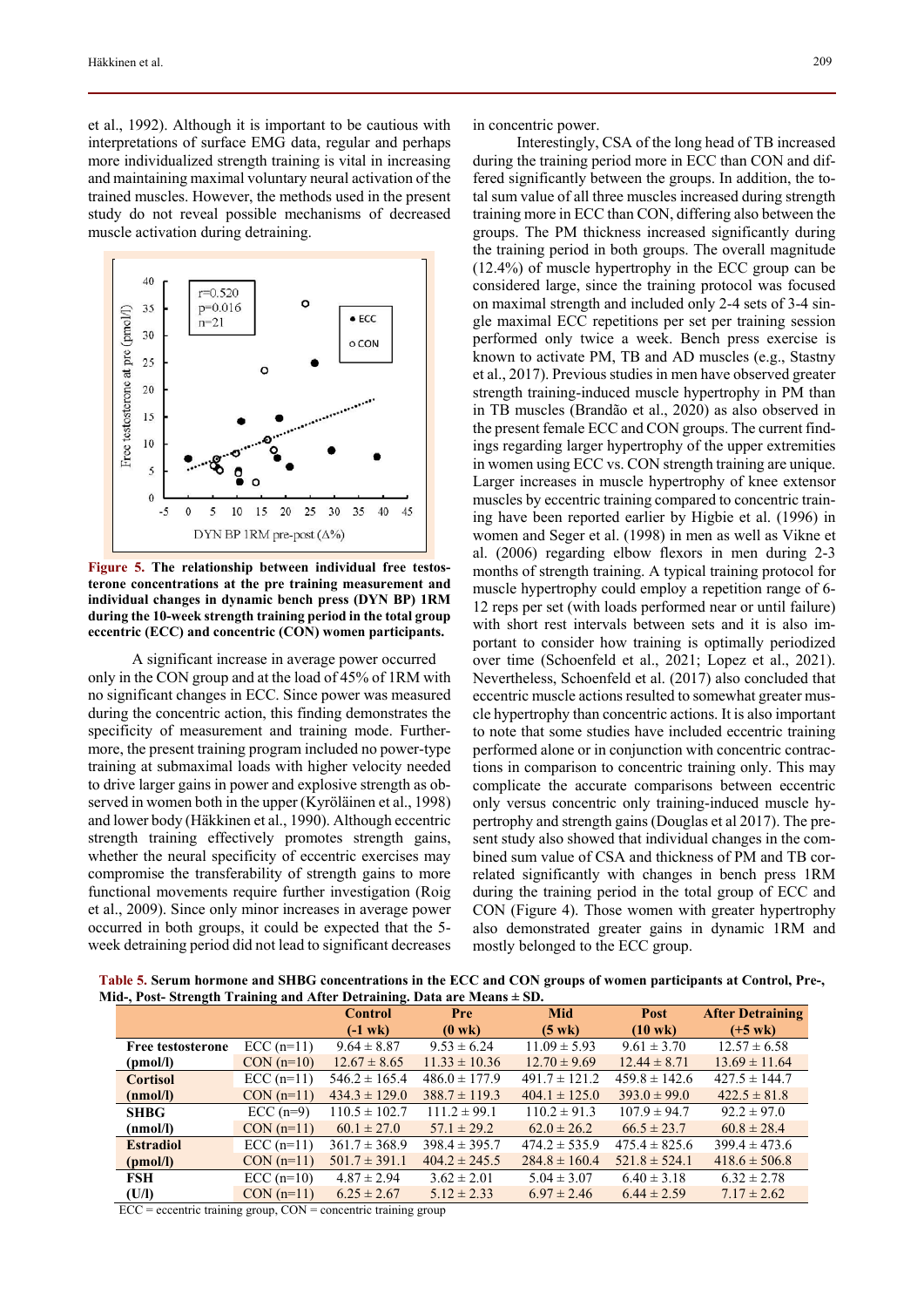et al., 1992). Although it is important to be cautious with interpretations of surface EMG data, regular and perhaps more individualized strength training is vital in increasing and maintaining maximal voluntary neural activation of the trained muscles. However, the methods used in the present study do not reveal possible mechanisms of decreased muscle activation during detraining.

**Figure 5. The relationship between individual free testosterone concentrations at the pre training measurement and individual changes in dynamic bench press (DYN BP) 1RM during the 10-week strength training period in the total group eccentric (ECC) and concentric (CON) women participants.**

A significant increase in average power occurred only in the CON group and at the load of 45% of 1RM with no significant changes in ECC. Since power was measured during the concentric action, this finding demonstrates the specificity of measurement and training mode. Furthermore, the present training program included no power-type training at submaximal loads with higher velocity needed to drive larger gains in power and explosive strength as observed in women both in the upper (Kyröläinen et al., 1998) and lower body (Häkkinen et al., 1990). Although eccentric strength training effectively promotes strength gains, whether the neural specificity of eccentric exercises may compromise the transferability of strength gains to more functional movements require further investigation (Roig et al., 2009). Since only minor increases in average power occurred in both groups, it could be expected that the 5-week detraining period did not lead to significant decreases in concentric power.

Interestingly, CSA of the long head of TB increased during the training period more in ECC than CON and differed significantly between the groups. In addition, the total sum value of all three muscles increased during strength training more in ECC than CON, differing also between the groups. The PM thickness increased significantly during the training period in both groups. The overall magnitude (12.4%) of muscle hypertrophy in the ECC group can be considered large, since the training protocol was focused on maximal strength and included only 2-4 sets of 3-4 single maximal ECC repetitions per set per training session performed only twice a week. Bench press exercise is known to activate PM, TB and AD muscles (e.g., Stastny et al., 2017). Previous studies in men have observed greater strength training-induced muscle hypertrophy in PM than in TB muscles (Brandão et al., 2020) as also observed in the present female ECC and CON groups. The current findings regarding larger hypertrophy of the upper extremities in women using ECC vs. CON strength training are unique. Larger increases in muscle hypertrophy of knee extensor muscles by eccentric training compared to concentric training have been reported earlier by Higbie et al. (1996) in women and Seger et al. (1998) in men as well as Vikne et al. (2006) regarding elbow flexors in men during 2-3 months of strength training. A typical training protocol for muscle hypertrophy could employ a repetition range of 6-12 reps per set (with loads performed near or until failure) with short rest intervals between sets and it is also important to consider how training is optimally periodized over time (Schoenfeld et al., 2021; Lopez et al., 2021). Nevertheless, Schoenfeld et al. (2017) also concluded that eccentric muscle actions resulted to somewhat greater muscle hypertrophy than concentric actions. It is also important to note that some studies have included eccentric training performed alone or in conjunction with concentric contractions in comparison to concentric training only. This may complicate the accurate comparisons between eccentric only versus concentric only training-induced muscle hypertrophy and strength gains (Douglas et al 2017). The present study also showed that individual changes in the combined sum value of CSA and thickness of PM and TB correlated significantly with changes in bench press 1RM during the training period in the total group of ECC and CON (Figure 4). Those women with greater hypertrophy also demonstrated greater gains in dynamic 1RM and mostly belonged to the ECC group.

**Table 5. Serum hormone and SHBG concentrations in the ECC and CON groups of women participants at Control, Pre-, Mid-, Post- Strength Training and After Detraining. Data are Means ± SD.**

| | | Control (-1 wk) | Pre (0 wk) | Mid (5 wk) | Post (10 wk) | After Detraining (+5 wk) |
|---|---|---|---|---|---|---|
| **Free testosterone (pmol/l)** | ECC (n=11) | 9.64 ± 8.87 | 9.53 ± 6.24 | 11.09 ± 5.93 | 9.61 ± 3.70 | 12.57 ± 6.58 |
| | CON (n=10) | 12.67 ± 8.65 | 11.33 ± 10.36 | 12.70 ± 9.69 | 12.44 ± 8.71 | 13.69 ± 11.64 |
| **Cortisol (nmol/l)** | ECC (n=11) | 546.2 ± 165.4 | 486.0 ± 177.9 | 491.7 ± 121.2 | 459.8 ± 142.6 | 427.5 ± 144.7 |
| | CON (n=11) | 434.3 ± 129.0 | 388.7 ± 119.3 | 404.1 ± 125.0 | 393.0 ± 99.0 | 422.5 ± 81.8 |
| **SHBG (nmol/l)** | ECC (n=9) | 110.5 ± 102.7 | 111.2 ± 99.1 | 110.2 ± 91.3 | 107.9 ± 94.7 | 92.2 ± 97.0 |
| | CON (n=11) | 60.1 ± 27.0 | 57.1 ± 29.2 | 62.0 ± 26.2 | 66.5 ± 23.7 | 60.8 ± 28.4 |
| **Estradiol (pmol/l)** | ECC (n=11) | 361.7 ± 368.9 | 398.4 ± 395.7 | 474.2 ± 535.9 | 475.4 ± 825.6 | 399.4 ± 473.6 |
| | CON (n=11) | 501.7 ± 391.1 | 404.2 ± 245.5 | 284.8 ± 160.4 | 521.8 ± 524.1 | 418.6 ± 506.8 |
| **FSH (U/l)** | ECC (n=10) | 4.87 ± 2.94 | 3.62 ± 2.01 | 5.04 ± 3.07 | 6.40 ± 3.18 | 6.32 ± 2.78 |
| | CON (n=11) | 6.25 ± 2.67 | 5.12 ± 2.33 | 6.97 ± 2.46 | 6.44 ± 2.59 | 7.17 ± 2.62 |

ECC = eccentric training group, CON = concentric training group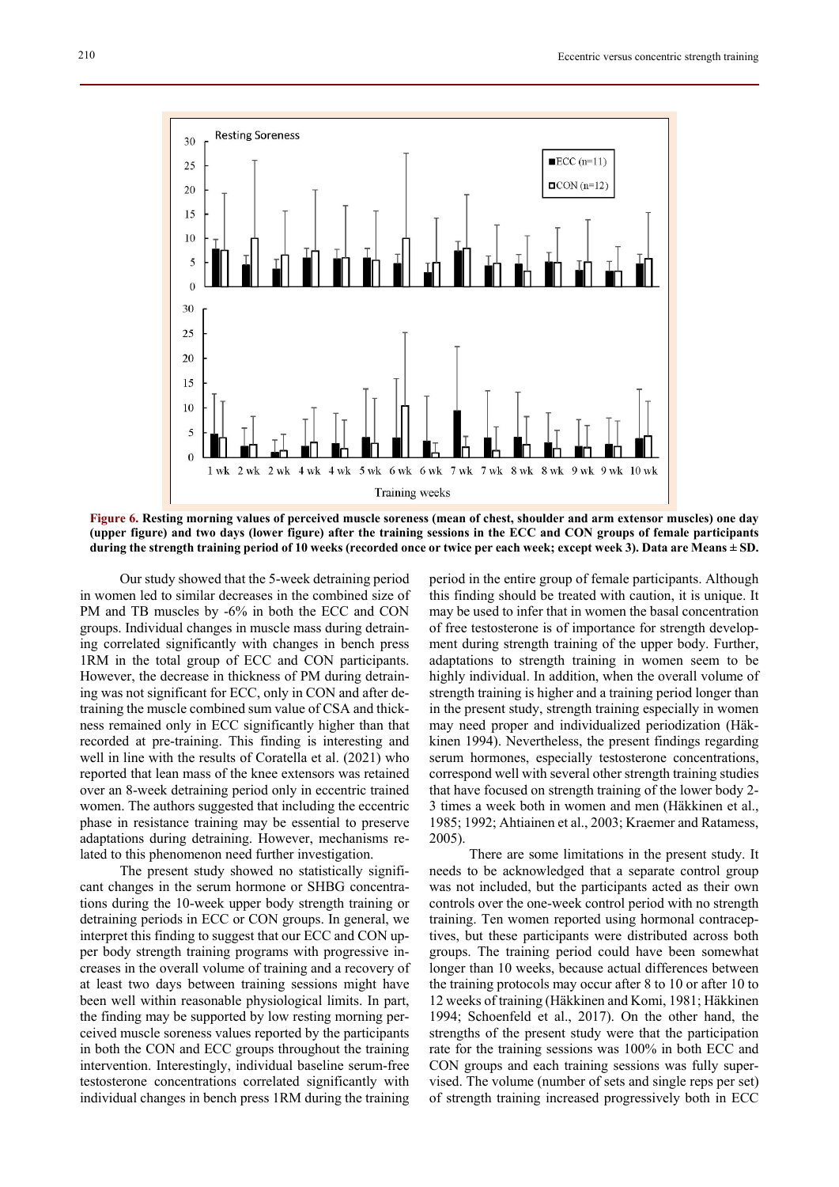**Figure 6. Resting morning values of perceived muscle soreness (mean of chest, shoulder and arm extensor muscles) one day (upper figure) and two days (lower figure) after the training sessions in the ECC and CON groups of female participants during the strength training period of 10 weeks (recorded once or twice per each week; except week 3). Data are Means ± SD.**

Our study showed that the 5-week detraining period in women led to similar decreases in the combined size of PM and TB muscles by -6% in both the ECC and CON groups. Individual changes in muscle mass during detraining correlated significantly with changes in bench press 1RM in the total group of ECC and CON participants. However, the decrease in thickness of PM during detraining was not significant for ECC, only in CON and after detraining the muscle combined sum value of CSA and thickness remained only in ECC significantly higher than that recorded at pre-training. This finding is interesting and well in line with the results of Coratella et al. (2021) who reported that lean mass of the knee extensors was retained over an 8-week detraining period only in eccentric trained women. The authors suggested that including the eccentric phase in resistance training may be essential to preserve adaptations during detraining. However, mechanisms related to this phenomenon need further investigation.

The present study showed no statistically significant changes in the serum hormone or SHBG concentrations during the 10-week upper body strength training or detraining periods in ECC or CON groups. In general, we interpret this finding to suggest that our ECC and CON upper body strength training programs with progressive increases in the overall volume of training and a recovery of at least two days between training sessions might have been well within reasonable physiological limits. In part, the finding may be supported by low resting morning perceived muscle soreness values reported by the participants in both the CON and ECC groups throughout the training intervention. Interestingly, individual baseline serum-free testosterone concentrations correlated significantly with individual changes in bench press 1RM during the training period in the entire group of female participants. Although this finding should be treated with caution, it is unique. It may be used to infer that in women the basal concentration of free testosterone is of importance for strength development during strength training of the upper body. Further, adaptations to strength training in women seem to be highly individual. In addition, when the overall volume of strength training is higher and a training period longer than in the present study, strength training especially in women may need proper and individualized periodization (Häkkinen 1994). Nevertheless, the present findings regarding serum hormones, especially testosterone concentrations, correspond well with several other strength training studies that have focused on strength training of the lower body 2-3 times a week both in women and men (Häkkinen et al., 1985; 1992; Ahtiainen et al., 2003; Kraemer and Ratamess, 2005).

There are some limitations in the present study. It needs to be acknowledged that a separate control group was not included, but the participants acted as their own controls over the one-week control period with no strength training. Ten women reported using hormonal contraceptives, but these participants were distributed across both groups. The training period could have been somewhat longer than 10 weeks, because actual differences between the training protocols may occur after 8 to 10 or after 10 to 12 weeks of training (Häkkinen and Komi, 1981; Häkkinen 1994; Schoenfeld et al., 2017). On the other hand, the strengths of the present study were that the participation rate for the training sessions was 100% in both ECC and CON groups and each training sessions was fully supervised. The volume (number of sets and single reps per set) of strength training increased progressively both in ECC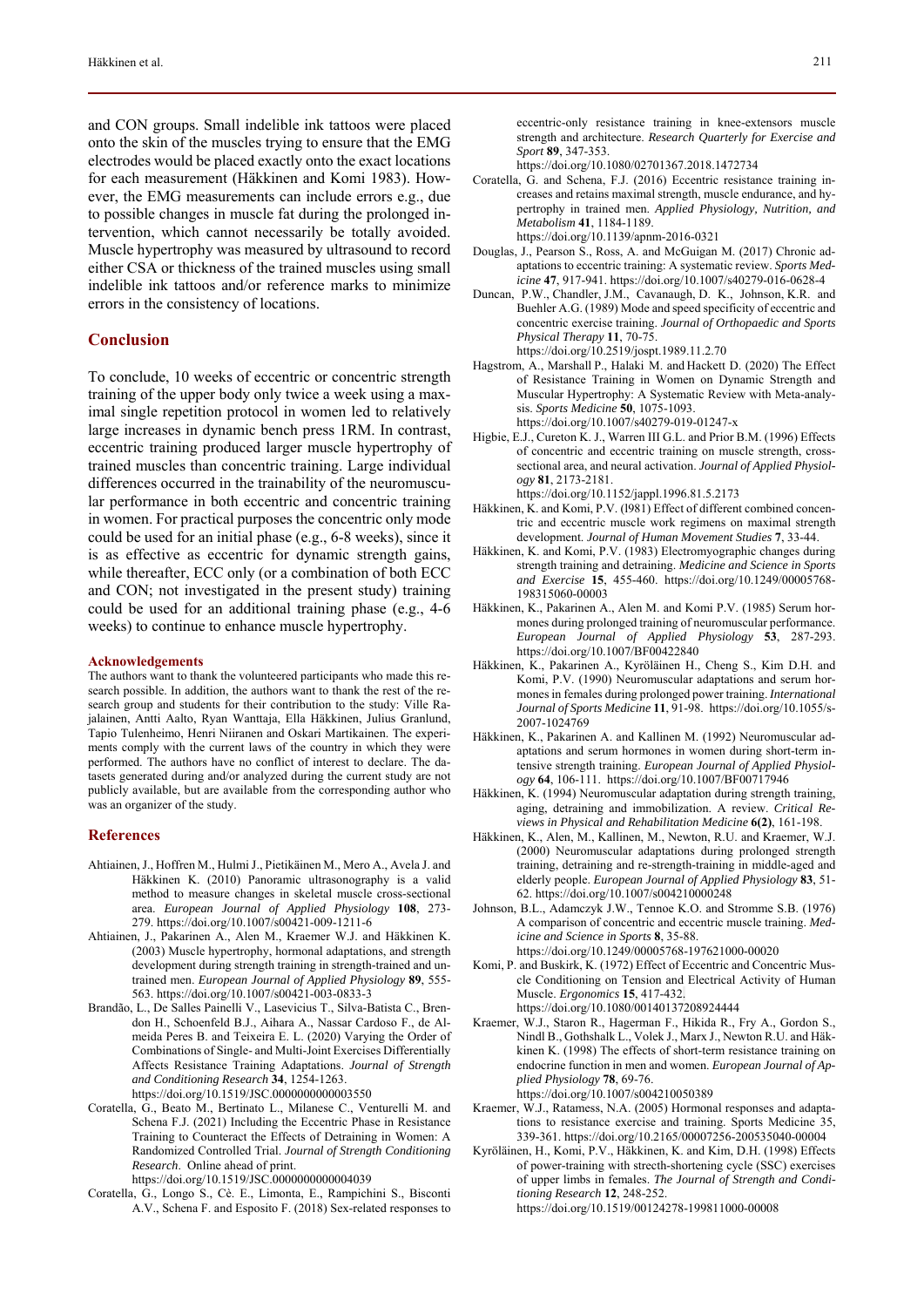and CON groups. Small indelible ink tattoos were placed onto the skin of the muscles trying to ensure that the EMG electrodes would be placed exactly onto the exact locations for each measurement (Häkkinen and Komi 1983). However, the EMG measurements can include errors e.g., due to possible changes in muscle fat during the prolonged intervention, which cannot necessarily be totally avoided. Muscle hypertrophy was measured by ultrasound to record either CSA or thickness of the trained muscles using small indelible ink tattoos and/or reference marks to minimize errors in the consistency of locations.

## Conclusion

To conclude, 10 weeks of eccentric or concentric strength training of the upper body only twice a week using a maximal single repetition protocol in women led to relatively large increases in dynamic bench press 1RM. In contrast, eccentric training produced larger muscle hypertrophy of trained muscles than concentric training. Large individual differences occurred in the trainability of the neuromuscular performance in both eccentric and concentric training in women. For practical purposes the concentric only mode could be used for an initial phase (e.g., 6-8 weeks), since it is as effective as eccentric for dynamic strength gains, while thereafter, ECC only (or a combination of both ECC and CON; not investigated in the present study) training could be used for an additional training phase (e.g., 4-6 weeks) to continue to enhance muscle hypertrophy.

#### Acknowledgements

The authors want to thank the volunteered participants who made this research possible. In addition, the authors want to thank the rest of the research group and students for their contribution to the study: Ville Rajalainen, Antti Aalto, Ryan Wanttaja, Ella Häkkinen, Julius Granlund, Tapio Tulenheimo, Henri Niiranen and Oskari Martikainen. The experiments comply with the current laws of the country in which they were performed. The authors have no conflict of interest to declare. The datasets generated during and/or analyzed during the current study are not publicly available, but are available from the corresponding author who was an organizer of the study.

## References

Ahtiainen, J., Hoffren M., Hulmi J., Pietikäinen M., Mero A., Avela J. and Häkkinen K. (2010) Panoramic ultrasonography is a valid method to measure changes in skeletal muscle cross-sectional area. *European Journal of Applied Physiology* **108**, 273-279. https://doi.org/10.1007/s00421-009-1211-6

Ahtiainen, J., Pakarinen A., Alen M., Kraemer W.J. and Häkkinen K. (2003) Muscle hypertrophy, hormonal adaptations, and strength development during strength training in strength-trained and untrained men. *European Journal of Applied Physiology* **89**, 555-563. https://doi.org/10.1007/s00421-003-0833-3

Brandão, L., De Salles Painelli V., Lasevicius T., Silva-Batista C., Brendon H., Schoenfeld B.J., Aihara A., Nassar Cardoso F., de Almeida Peres B. and Teixeira E. L. (2020) Varying the Order of Combinations of Single- and Multi-Joint Exercises Differentially Affects Resistance Training Adaptations. *Journal of Strength and Conditioning Research* **34**, 1254-1263. https://doi.org/10.1519/JSC.0000000000003550

Coratella, G., Beato M., Bertinato L., Milanese C., Venturelli M. and Schena F.J. (2021) Including the Eccentric Phase in Resistance Training to Counteract the Effects of Detraining in Women: A Randomized Controlled Trial. *Journal of Strength Conditioning Research*. Online ahead of print. https://doi.org/10.1519/JSC.0000000000004039

Coratella, G., Longo S., Cè. E., Limonta, E., Rampichini S., Bisconti A.V., Schena F. and Esposito F. (2018) Sex-related responses to eccentric-only resistance training in knee-extensors muscle strength and architecture. *Research Quarterly for Exercise and Sport* **89**, 347-353. https://doi.org/10.1080/02701367.2018.1472734

Coratella, G. and Schena, F.J. (2016) Eccentric resistance training increases and retains maximal strength, muscle endurance, and hypertrophy in trained men. *Applied Physiology, Nutrition, and Metabolism* **41**, 1184-1189. https://doi.org/10.1139/apnm-2016-0321

Douglas, J., Pearson S., Ross, A. and McGuigan M. (2017) Chronic adaptations to eccentric training: A systematic review. *Sports Medicine* **47**, 917-941. https://doi.org/10.1007/s40279-016-0628-4

Duncan, P.W., Chandler, J.M., Cavanaugh, D. K., Johnson, K.R. and Buehler A.G. (1989) Mode and speed specificity of eccentric and concentric exercise training. *Journal of Orthopaedic and Sports Physical Therapy* **11**, 70-75. https://doi.org/10.2519/jospt.1989.11.2.70

Hagstrom, A., Marshall P., Halaki M. and Hackett D. (2020) The Effect of Resistance Training in Women on Dynamic Strength and Muscular Hypertrophy: A Systematic Review with Meta-analysis. *Sports Medicine* **50**, 1075-1093. https://doi.org/10.1007/s40279-019-01247-x

Higbie, E.J., Cureton K. J., Warren III G.L. and Prior B.M. (1996) Effects of concentric and eccentric training on muscle strength, cross-sectional area, and neural activation. *Journal of Applied Physiology* **81**, 2173-2181. https://doi.org/10.1152/jappl.1996.81.5.2173

Häkkinen, K. and Komi, P.V. (l981) Effect of different combined concentric and eccentric muscle work regimens on maximal strength development. *Journal of Human Movement Studies* **7**, 33-44.

Häkkinen, K. and Komi, P.V. (1983) Electromyographic changes during strength training and detraining. *Medicine and Science in Sports and Exercise* **15**, 455-460. https://doi.org/10.1249/00005768-198315060-00003

Häkkinen, K., Pakarinen A., Alen M. and Komi P.V. (1985) Serum hormones during prolonged training of neuromuscular performance. *European Journal of Applied Physiology* **53**, 287-293. https://doi.org/10.1007/BF00422840

Häkkinen, K., Pakarinen A., Kyröläinen H., Cheng S., Kim D.H. and Komi, P.V. (1990) Neuromuscular adaptations and serum hormones in females during prolonged power training. *International Journal of Sports Medicine* **11**, 91-98. https://doi.org/10.1055/s-2007-1024769

Häkkinen, K., Pakarinen A. and Kallinen M. (1992) Neuromuscular adaptations and serum hormones in women during short-term intensive strength training. *European Journal of Applied Physiology* **64**, 106-111. https://doi.org/10.1007/BF00717946

Häkkinen, K. (1994) Neuromuscular adaptation during strength training, aging, detraining and immobilization. A review. *Critical Reviews in Physical and Rehabilitation Medicine* **6(2)**, 161-198.

Häkkinen, K., Alen, M., Kallinen, M., Newton, R.U. and Kraemer, W.J. (2000) Neuromuscular adaptations during prolonged strength training, detraining and re-strength-training in middle-aged and elderly people. *European Journal of Applied Physiology* **83**, 51-62. https://doi.org/10.1007/s004210000248

Johnson, B.L., Adamczyk J.W., Tennoe K.O. and Stromme S.B. (1976) A comparison of concentric and eccentric muscle training. *Medicine and Science in Sports* **8**, 35-88. https://doi.org/10.1249/00005768-197621000-00020

Komi, P. and Buskirk, K. (1972) Effect of Eccentric and Concentric Muscle Conditioning on Tension and Electrical Activity of Human Muscle. *Ergonomics* **15**, 417-432. https://doi.org/10.1080/00140137208924444

Kraemer, W.J., Staron R., Hagerman F., Hikida R., Fry A., Gordon S., Nindl B., Gothshalk L., Volek J., Marx J., Newton R.U. and Häkkinen K. (1998) The effects of short-term resistance training on endocrine function in men and women. *European Journal of Applied Physiology* **78**, 69-76. https://doi.org/10.1007/s004210050389

Kraemer, W.J., Ratamess, N.A. (2005) Hormonal responses and adaptations to resistance exercise and training. Sports Medicine 35, 339-361. https://doi.org/10.2165/00007256-200535040-00004

Kyröläinen, H., Komi, P.V., Häkkinen, K. and Kim, D.H. (1998) Effects of power-training with strecth-shortening cycle (SSC) exercises of upper limbs in females. *The Journal of Strength and Conditioning Research* **12**, 248-252. https://doi.org/10.1519/00124278-199811000-00008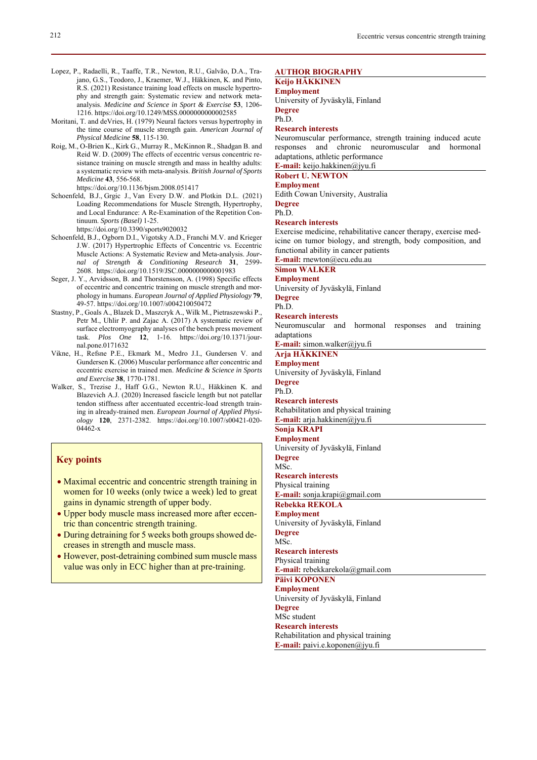Lopez, P., Radaelli, R., Taaffe, T.R., Newton, R.U., Galvão, D.A., Trajano, G.S., Teodoro, J., Kraemer, W.J., Häkkinen, K. and Pinto, R.S. (2021) Resistance training load effects on muscle hypertrophy and strength gain: Systematic review and network meta-analysis. *Medicine and Science in Sport & Exercise* **53**, 1206-1216. https://doi.org/10.1249/MSS.0000000000002585

Moritani, T. and deVries, H. (1979) Neural factors versus hypertrophy in the time course of muscle strength gain. *American Journal of Physical Medicine* **58**, 115-130.

Roig, M., O-Brien K., Kirk G., Murray R., McKinnon R., Shadgan B. and Reid W. D. (2009) The effects of eccentric versus concentric resistance training on muscle strength and mass in healthy adults: a systematic review with meta-analysis. *British Journal of Sports Medicine* **43**, 556-568. https://doi.org/10.1136/bjsm.2008.051417

Schoenfeld, B.J., Grgic J., Van Every D.W. and Plotkin D.L. (2021) Loading Recommendations for Muscle Strength, Hypertrophy, and Local Endurance: A Re-Examination of the Repetition Continuum. *Sports (Basel)* 1-25. https://doi.org/10.3390/sports9020032

Schoenfeld, B.J., Ogborn D.I., Vigotsky A.D., Franchi M.V. and Krieger J.W. (2017) Hypertrophic Effects of Concentric vs. Eccentric Muscle Actions: A Systematic Review and Meta-analysis. *Journal of Strength & Conditioning Research* **31**, 2599-2608. https://doi.org/10.1519/JSC.0000000000001983

Seger, J. Y., Arvidsson, B. and Thorstensson, A. (1998) Specific effects of eccentric and concentric training on muscle strength and morphology in humans. *European Journal of Applied Physiology* **79**, 49-57. https://doi.org/10.1007/s004210050472

Stastny, P., Goals A., Blazek D., Maszcryk A., Wilk M., Pietraszewski P., Petr M., Uhlir P. and Zajac A. (2017) A systematic review of surface electromyography analyses of the bench press movement task. *Plos One* **12**, 1-16. https://doi.org/10.1371/journal.pone.0171632

Vikne, H., Refsne P.E., Ekmark M., Medro J.I., Gundersen V. and Gundersen K. (2006) Muscular performance after concentric and eccentric exercise in trained men. *Medicine & Science in Sports and Exercise* **38**, 1770-1781.

Walker, S., Trezise J., Haff G.G., Newton R.U., Häkkinen K. and Blazevich A.J. (2020) Increased fascicle length but not patellar tendon stiffness after accentuated eccentric-load strength training in already-trained men. *European Journal of Applied Physiology* **120**, 2371-2382. https://doi.org/10.1007/s00421-020-04462-x

## Key points

- Maximal eccentric and concentric strength training in women for 10 weeks (only twice a week) led to great gains in dynamic strength of upper body.
- Upper body muscle mass increased more after eccentric than concentric strength training.
- During detraining for 5 weeks both groups showed decreases in strength and muscle mass.
- However, post-detraining combined sum muscle mass value was only in ECC higher than at pre-training.

## AUTHOR BIOGRAPHY

**Keijo HÄKKINEN**
**Employment**
University of Jyväskylä, Finland
**Degree**
Ph.D.
**Research interests**
Neuromuscular performance, strength training induced acute responses and chronic neuromuscular and hormonal adaptations, athletic performance
**E-mail:** keijo.hakkinen@jyu.fi

**Robert U. NEWTON**
**Employment**
Edith Cowan University, Australia
**Degree**
Ph.D.
**Research interests**
Exercise medicine, rehabilitative cancer therapy, exercise medicine on tumor biology, and strength, body composition, and functional ability in cancer patients
**E-mail:** rnewton@ecu.edu.au

**Simon WALKER**
**Employment**
University of Jyväskylä, Finland
**Degree**
Ph.D.
**Research interests**
Neuromuscular and hormonal responses and training adaptations
**E-mail:** simon.walker@jyu.fi

**Arja HÄKKINEN**
**Employment**
University of Jyväskylä, Finland
**Degree**
Ph.D.
**Research interests**
Rehabilitation and physical training
**E-mail:** arja.hakkinen@jyu.fi

**Sonja KRAPI**
**Employment**
University of Jyväskylä, Finland
**Degree**
MSc.
**Research interests**
Physical training
**E-mail:** sonja.krapi@gmail.com

**Rebekka REKOLA**
**Employment**
University of Jyväskylä, Finland
**Degree**
MSc.
**Research interests**
Physical training
**E-mail:** rebekkarekola@gmail.com

**Päivi KOPONEN**
**Employment**
University of Jyväskylä, Finland
**Degree**
MSc student
**Research interests**
Rehabilitation and physical training
**E-mail:** paivi.e.koponen@jyu.fi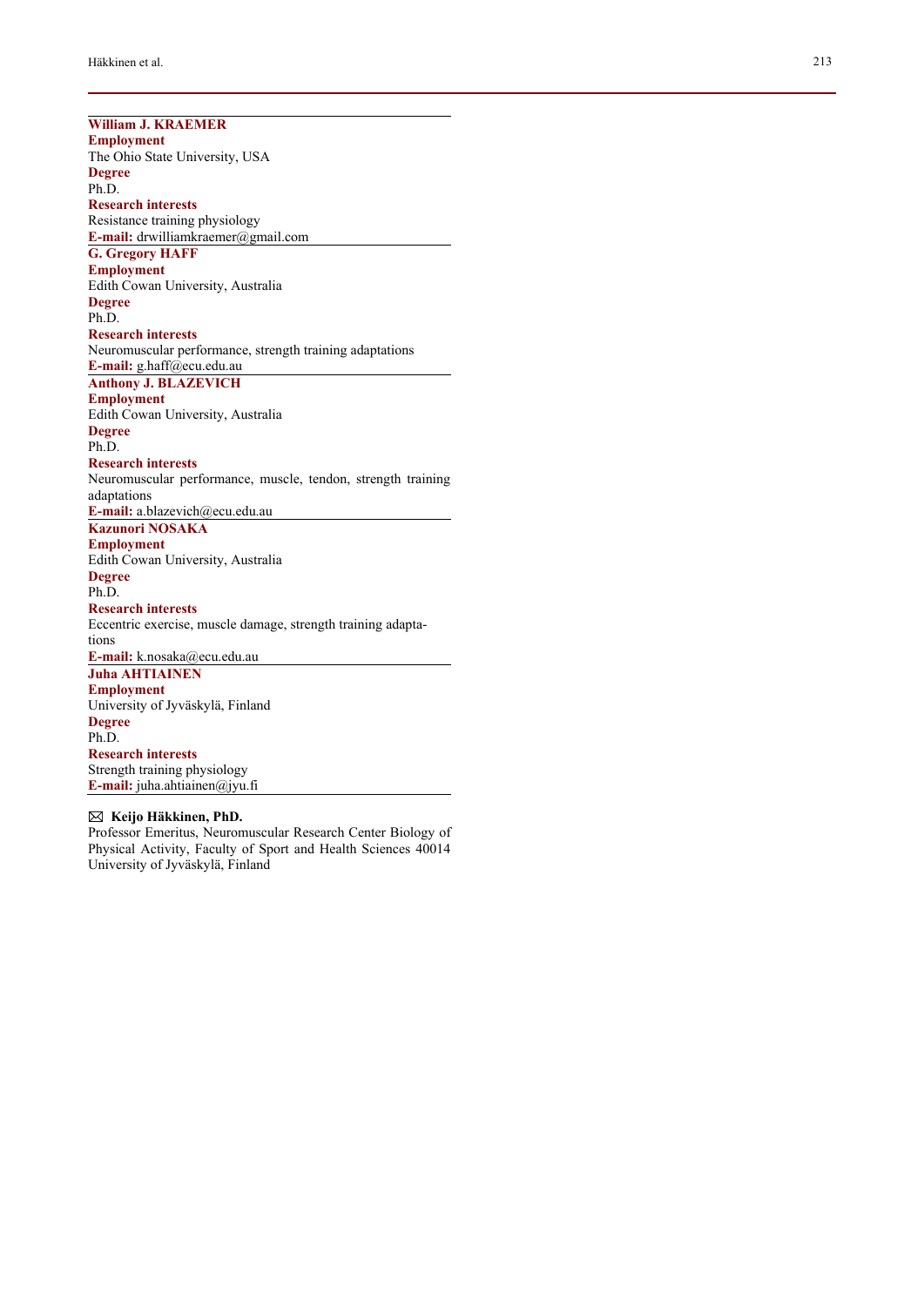**William J. KRAEMER**
**Employment**
The Ohio State University, USA
**Degree**
Ph.D.
**Research interests**
Resistance training physiology
**E-mail:** drwilliamkraemer@gmail.com

---

**G. Gregory HAFF**
**Employment**
Edith Cowan University, Australia
**Degree**
Ph.D.
**Research interests**
Neuromuscular performance, strength training adaptations
**E-mail:** g.haff@ecu.edu.au

---

**Anthony J. BLAZEVICH**
**Employment**
Edith Cowan University, Australia
**Degree**
Ph.D.
**Research interests**
Neuromuscular performance, muscle, tendon, strength training adaptations
**E-mail:** a.blazevich@ecu.edu.au

---

**Kazunori NOSAKA**
**Employment**
Edith Cowan University, Australia
**Degree**
Ph.D.
**Research interests**
Eccentric exercise, muscle damage, strength training adaptations
**E-mail:** k.nosaka@ecu.edu.au

---

**Juha AHTIAINEN**
**Employment**
University of Jyväskylä, Finland
**Degree**
Ph.D.
**Research interests**
Strength training physiology
**E-mail:** juha.ahtiainen@jyu.fi

---

✉ **Keijo Häkkinen, PhD.**
Professor Emeritus, Neuromuscular Research Center Biology of Physical Activity, Faculty of Sport and Health Sciences 40014 University of Jyväskylä, Finland